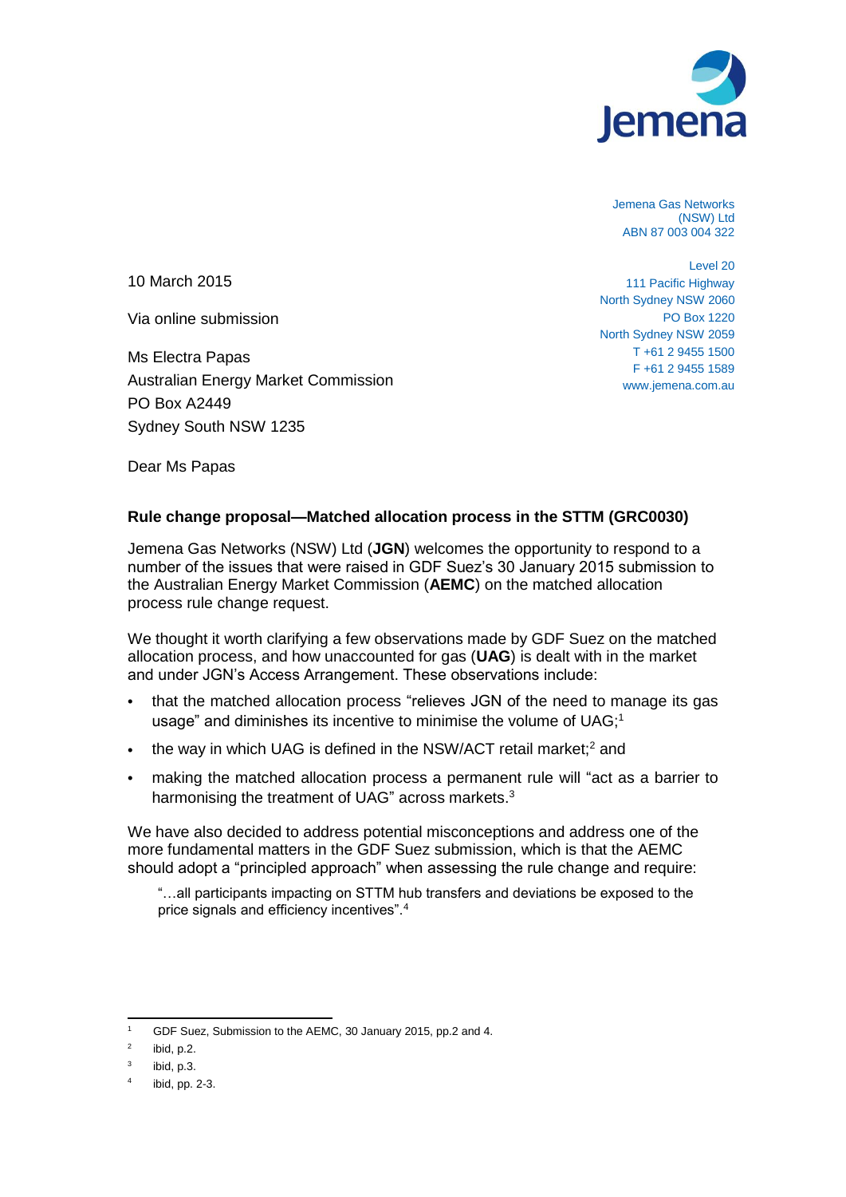Jemena

Jemena Gas Networks (NSW) Ltd
ABN 87 003 004 322

Level 20
111 Pacific Highway
North Sydney NSW 2060
PO Box 1220
North Sydney NSW 2059
T +61 2 9455 1500
F +61 2 9455 1589
www.jemena.com.au

10 March 2015

Via online submission

Ms Electra Papas
Australian Energy Market Commission
PO Box A2449
Sydney South NSW 1235

Dear Ms Papas

**Rule change proposal—Matched allocation process in the STTM (GRC0030)**

Jemena Gas Networks (NSW) Ltd (**JGN**) welcomes the opportunity to respond to a number of the issues that were raised in GDF Suez's 30 January 2015 submission to the Australian Energy Market Commission (**AEMC**) on the matched allocation process rule change request.

We thought it worth clarifying a few observations made by GDF Suez on the matched allocation process, and how unaccounted for gas (**UAG**) is dealt with in the market and under JGN's Access Arrangement. These observations include:

- that the matched allocation process "relieves JGN of the need to manage its gas usage" and diminishes its incentive to minimise the volume of UAG;[1]
- the way in which UAG is defined in the NSW/ACT retail market;[2] and
- making the matched allocation process a permanent rule will "act as a barrier to harmonising the treatment of UAG" across markets.[3]

We have also decided to address potential misconceptions and address one of the more fundamental matters in the GDF Suez submission, which is that the AEMC should adopt a "principled approach" when assessing the rule change and require:

> "…all participants impacting on STTM hub transfers and deviations be exposed to the price signals and efficiency incentives".[4]

---

[1] GDF Suez, Submission to the AEMC, 30 January 2015, pp.2 and 4.

[2] ibid, p.2.

[3] ibid, p.3.

[4] ibid, pp. 2-3.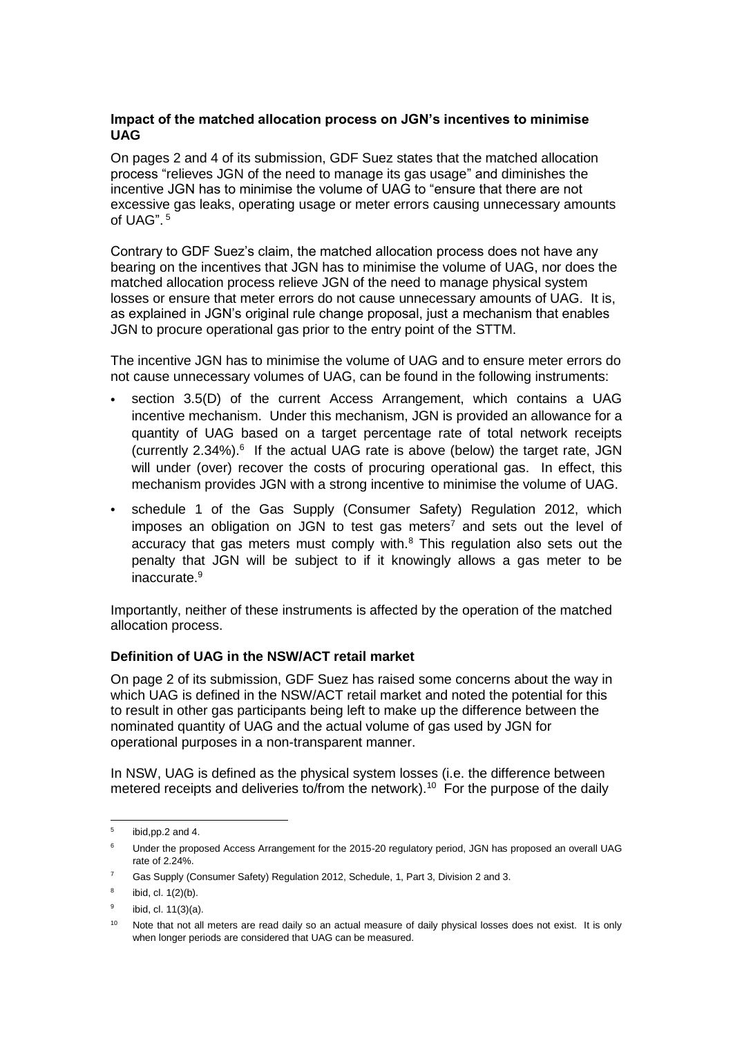### Impact of the matched allocation process on JGN's incentives to minimise UAG

On pages 2 and 4 of its submission, GDF Suez states that the matched allocation process "relieves JGN of the need to manage its gas usage" and diminishes the incentive JGN has to minimise the volume of UAG to "ensure that there are not excessive gas leaks, operating usage or meter errors causing unnecessary amounts of UAG".[5]

Contrary to GDF Suez's claim, the matched allocation process does not have any bearing on the incentives that JGN has to minimise the volume of UAG, nor does the matched allocation process relieve JGN of the need to manage physical system losses or ensure that meter errors do not cause unnecessary amounts of UAG. It is, as explained in JGN's original rule change proposal, just a mechanism that enables JGN to procure operational gas prior to the entry point of the STTM.

The incentive JGN has to minimise the volume of UAG and to ensure meter errors do not cause unnecessary volumes of UAG, can be found in the following instruments:

- section 3.5(D) of the current Access Arrangement, which contains a UAG incentive mechanism. Under this mechanism, JGN is provided an allowance for a quantity of UAG based on a target percentage rate of total network receipts (currently 2.34%).[6] If the actual UAG rate is above (below) the target rate, JGN will under (over) recover the costs of procuring operational gas. In effect, this mechanism provides JGN with a strong incentive to minimise the volume of UAG.
- schedule 1 of the Gas Supply (Consumer Safety) Regulation 2012, which imposes an obligation on JGN to test gas meters[7] and sets out the level of accuracy that gas meters must comply with.[8] This regulation also sets out the penalty that JGN will be subject to if it knowingly allows a gas meter to be inaccurate.[9]

Importantly, neither of these instruments is affected by the operation of the matched allocation process.

### Definition of UAG in the NSW/ACT retail market

On page 2 of its submission, GDF Suez has raised some concerns about the way in which UAG is defined in the NSW/ACT retail market and noted the potential for this to result in other gas participants being left to make up the difference between the nominated quantity of UAG and the actual volume of gas used by JGN for operational purposes in a non-transparent manner.

In NSW, UAG is defined as the physical system losses (i.e. the difference between metered receipts and deliveries to/from the network).[10] For the purpose of the daily

---

[5] ibid,pp.2 and 4.

[6] Under the proposed Access Arrangement for the 2015-20 regulatory period, JGN has proposed an overall UAG rate of 2.24%.

[7] Gas Supply (Consumer Safety) Regulation 2012, Schedule, 1, Part 3, Division 2 and 3.

[8] ibid, cl. 1(2)(b).

[9] ibid, cl. 11(3)(a).

[10] Note that not all meters are read daily so an actual measure of daily physical losses does not exist. It is only when longer periods are considered that UAG can be measured.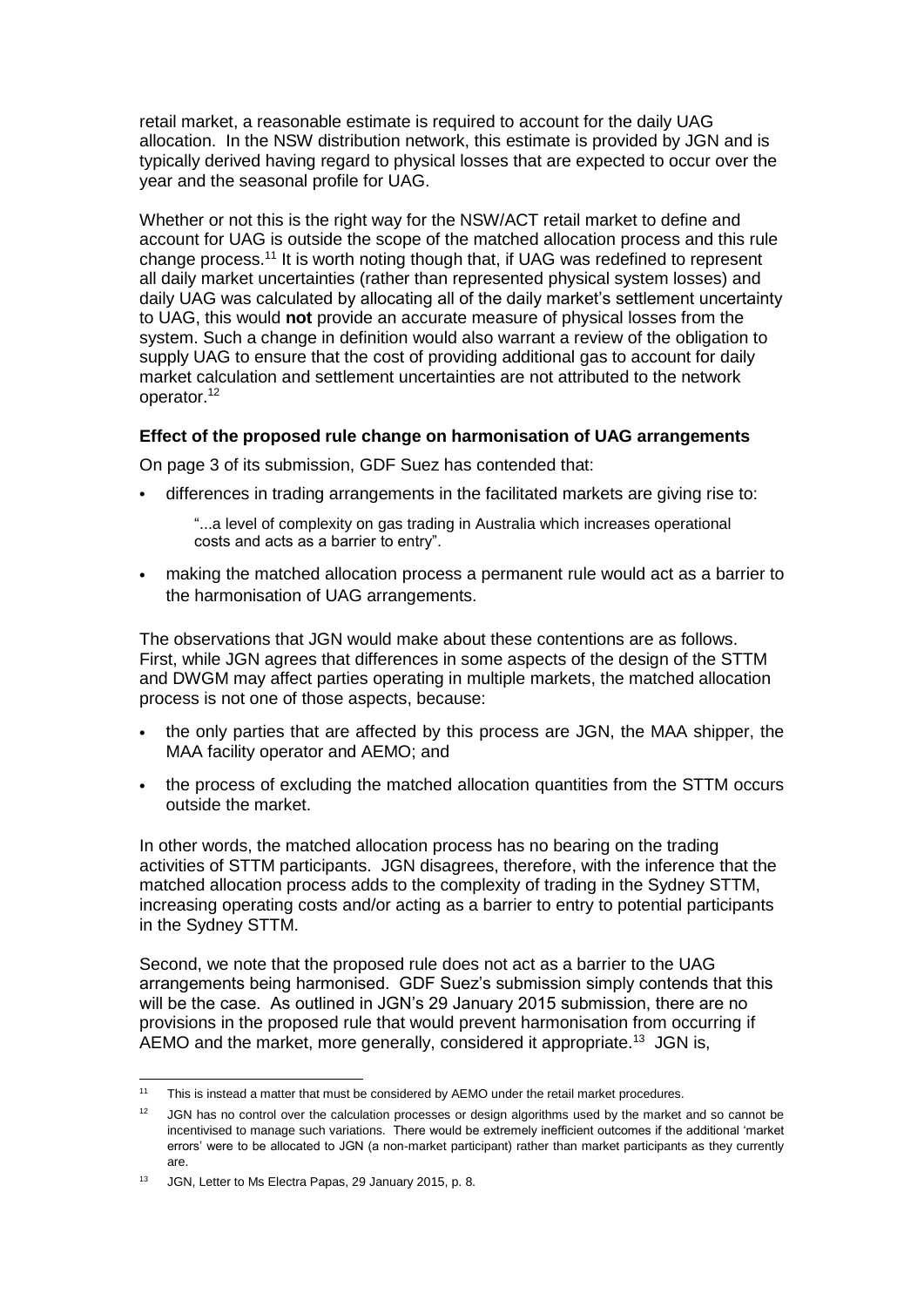retail market, a reasonable estimate is required to account for the daily UAG allocation. In the NSW distribution network, this estimate is provided by JGN and is typically derived having regard to physical losses that are expected to occur over the year and the seasonal profile for UAG.

Whether or not this is the right way for the NSW/ACT retail market to define and account for UAG is outside the scope of the matched allocation process and this rule change process.[11] It is worth noting though that, if UAG was redefined to represent all daily market uncertainties (rather than represented physical system losses) and daily UAG was calculated by allocating all of the daily market's settlement uncertainty to UAG, this would **not** provide an accurate measure of physical losses from the system. Such a change in definition would also warrant a review of the obligation to supply UAG to ensure that the cost of providing additional gas to account for daily market calculation and settlement uncertainties are not attributed to the network operator.[12]

**Effect of the proposed rule change on harmonisation of UAG arrangements**

On page 3 of its submission, GDF Suez has contended that:

- differences in trading arrangements in the facilitated markets are giving rise to:

  "...a level of complexity on gas trading in Australia which increases operational costs and acts as a barrier to entry".

- making the matched allocation process a permanent rule would act as a barrier to the harmonisation of UAG arrangements.

The observations that JGN would make about these contentions are as follows. First, while JGN agrees that differences in some aspects of the design of the STTM and DWGM may affect parties operating in multiple markets, the matched allocation process is not one of those aspects, because:

- the only parties that are affected by this process are JGN, the MAA shipper, the MAA facility operator and AEMO; and
- the process of excluding the matched allocation quantities from the STTM occurs outside the market.

In other words, the matched allocation process has no bearing on the trading activities of STTM participants. JGN disagrees, therefore, with the inference that the matched allocation process adds to the complexity of trading in the Sydney STTM, increasing operating costs and/or acting as a barrier to entry to potential participants in the Sydney STTM.

Second, we note that the proposed rule does not act as a barrier to the UAG arrangements being harmonised. GDF Suez's submission simply contends that this will be the case. As outlined in JGN's 29 January 2015 submission, there are no provisions in the proposed rule that would prevent harmonisation from occurring if AEMO and the market, more generally, considered it appropriate.[13] JGN is,

---

[11] This is instead a matter that must be considered by AEMO under the retail market procedures.

[12] JGN has no control over the calculation processes or design algorithms used by the market and so cannot be incentivised to manage such variations. There would be extremely inefficient outcomes if the additional 'market errors' were to be allocated to JGN (a non-market participant) rather than market participants as they currently are.

[13] JGN, Letter to Ms Electra Papas, 29 January 2015, p. 8.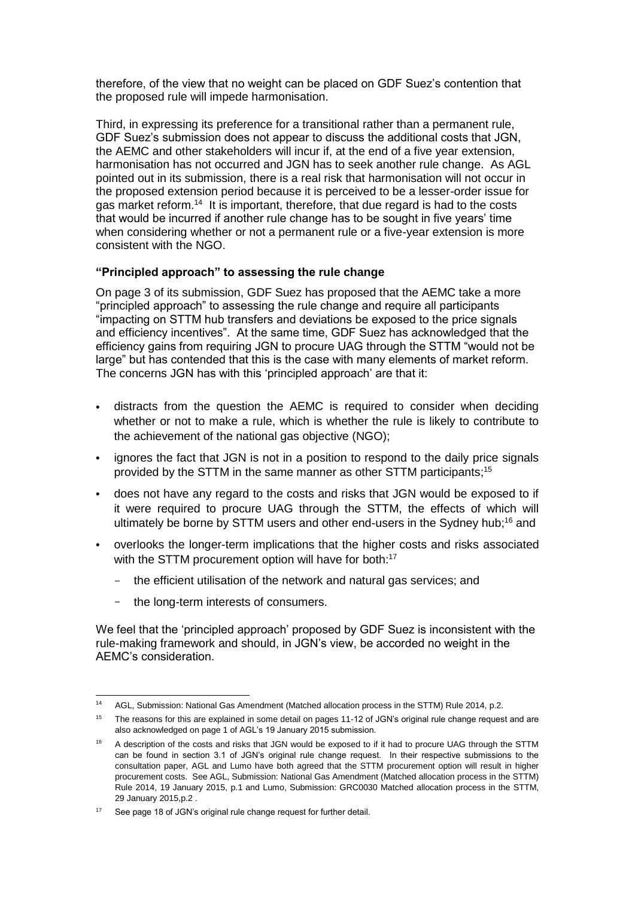therefore, of the view that no weight can be placed on GDF Suez's contention that the proposed rule will impede harmonisation.

Third, in expressing its preference for a transitional rather than a permanent rule, GDF Suez's submission does not appear to discuss the additional costs that JGN, the AEMC and other stakeholders will incur if, at the end of a five year extension, harmonisation has not occurred and JGN has to seek another rule change. As AGL pointed out in its submission, there is a real risk that harmonisation will not occur in the proposed extension period because it is perceived to be a lesser-order issue for gas market reform.[14] It is important, therefore, that due regard is had to the costs that would be incurred if another rule change has to be sought in five years' time when considering whether or not a permanent rule or a five-year extension is more consistent with the NGO.

**"Principled approach" to assessing the rule change**

On page 3 of its submission, GDF Suez has proposed that the AEMC take a more "principled approach" to assessing the rule change and require all participants "impacting on STTM hub transfers and deviations be exposed to the price signals and efficiency incentives". At the same time, GDF Suez has acknowledged that the efficiency gains from requiring JGN to procure UAG through the STTM "would not be large" but has contended that this is the case with many elements of market reform. The concerns JGN has with this 'principled approach' are that it:

- distracts from the question the AEMC is required to consider when deciding whether or not to make a rule, which is whether the rule is likely to contribute to the achievement of the national gas objective (NGO);
- ignores the fact that JGN is not in a position to respond to the daily price signals provided by the STTM in the same manner as other STTM participants;[15]
- does not have any regard to the costs and risks that JGN would be exposed to if it were required to procure UAG through the STTM, the effects of which will ultimately be borne by STTM users and other end-users in the Sydney hub;[16] and
- overlooks the longer-term implications that the higher costs and risks associated with the STTM procurement option will have for both:[17]
  - the efficient utilisation of the network and natural gas services; and
  - the long-term interests of consumers.

We feel that the 'principled approach' proposed by GDF Suez is inconsistent with the rule-making framework and should, in JGN's view, be accorded no weight in the AEMC's consideration.

---

[14] AGL, Submission: National Gas Amendment (Matched allocation process in the STTM) Rule 2014, p.2.

[15] The reasons for this are explained in some detail on pages 11-12 of JGN's original rule change request and are also acknowledged on page 1 of AGL's 19 January 2015 submission.

[16] A description of the costs and risks that JGN would be exposed to if it had to procure UAG through the STTM can be found in section 3.1 of JGN's original rule change request. In their respective submissions to the consultation paper, AGL and Lumo have both agreed that the STTM procurement option will result in higher procurement costs. See AGL, Submission: National Gas Amendment (Matched allocation process in the STTM) Rule 2014, 19 January 2015, p.1 and Lumo, Submission: GRC0030 Matched allocation process in the STTM, 29 January 2015,p.2 .

[17] See page 18 of JGN's original rule change request for further detail.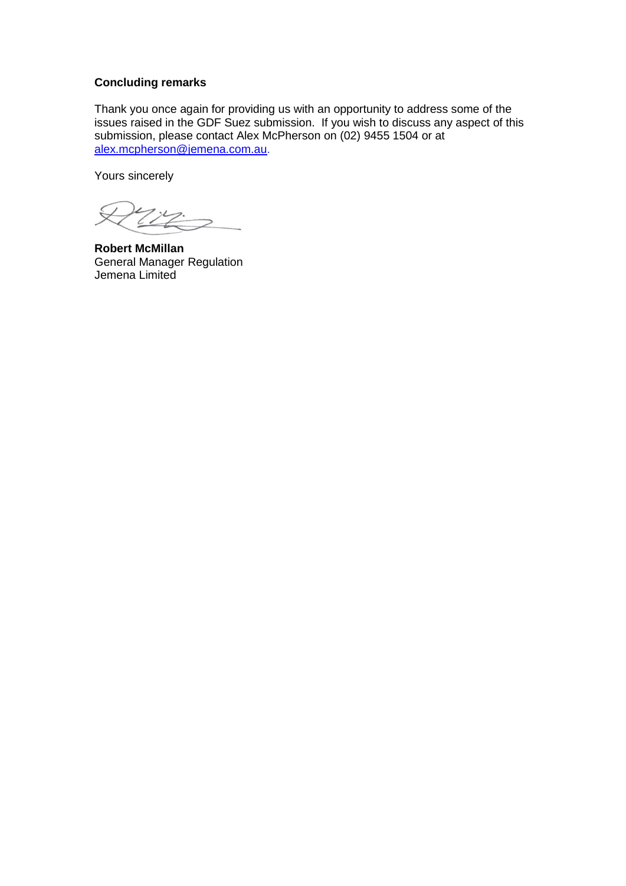**Concluding remarks**

Thank you once again for providing us with an opportunity to address some of the issues raised in the GDF Suez submission. If you wish to discuss any aspect of this submission, please contact Alex McPherson on (02) 9455 1504 or at alex.mcpherson@jemena.com.au.

Yours sincerely

**Robert McMillan**
General Manager Regulation
Jemena Limited